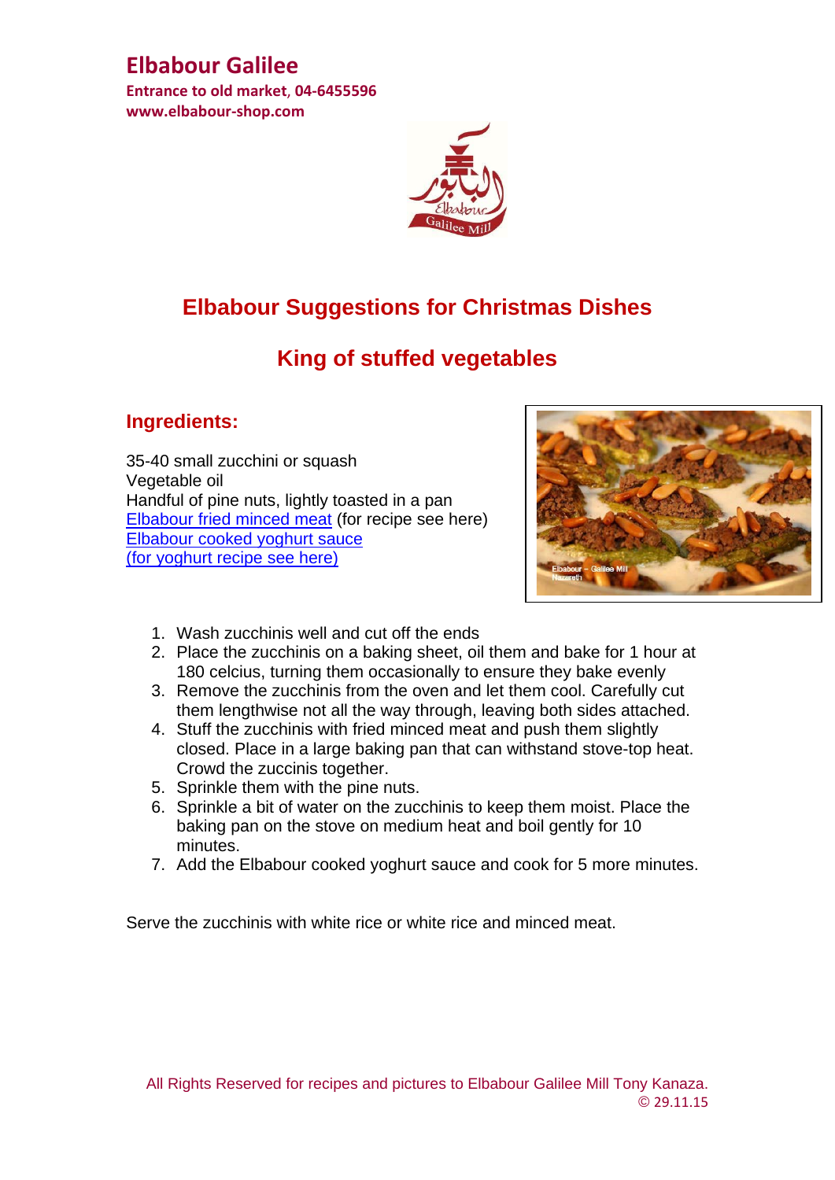# Elbabour Galilee

**Entrance to old market, 04-6455596**
**www.elbabour-shop.com**

## Elbabour Suggestions for Christmas Dishes

## King of stuffed vegetables

### Ingredients:

35-40 small zucchini or squash
Vegetable oil
Handful of pine nuts, lightly toasted in a pan
Elbabour fried minced meat (for recipe see here)
Elbabour cooked yoghurt sauce
(for yoghurt recipe see here)

1. Wash zucchinis well and cut off the ends
2. Place the zucchinis on a baking sheet, oil them and bake for 1 hour at 180 celcius, turning them occasionally to ensure they bake evenly
3. Remove the zucchinis from the oven and let them cool. Carefully cut them lengthwise not all the way through, leaving both sides attached.
4. Stuff the zucchinis with fried minced meat and push them slightly closed. Place in a large baking pan that can withstand stove-top heat. Crowd the zuccinis together.
5. Sprinkle them with the pine nuts.
6. Sprinkle a bit of water on the zucchinis to keep them moist. Place the baking pan on the stove on medium heat and boil gently for 10 minutes.
7. Add the Elbabour cooked yoghurt sauce and cook for 5 more minutes.

Serve the zucchinis with white rice or white rice and minced meat.

All Rights Reserved for recipes and pictures to Elbabour Galilee Mill Tony Kanaza.
© 29.11.15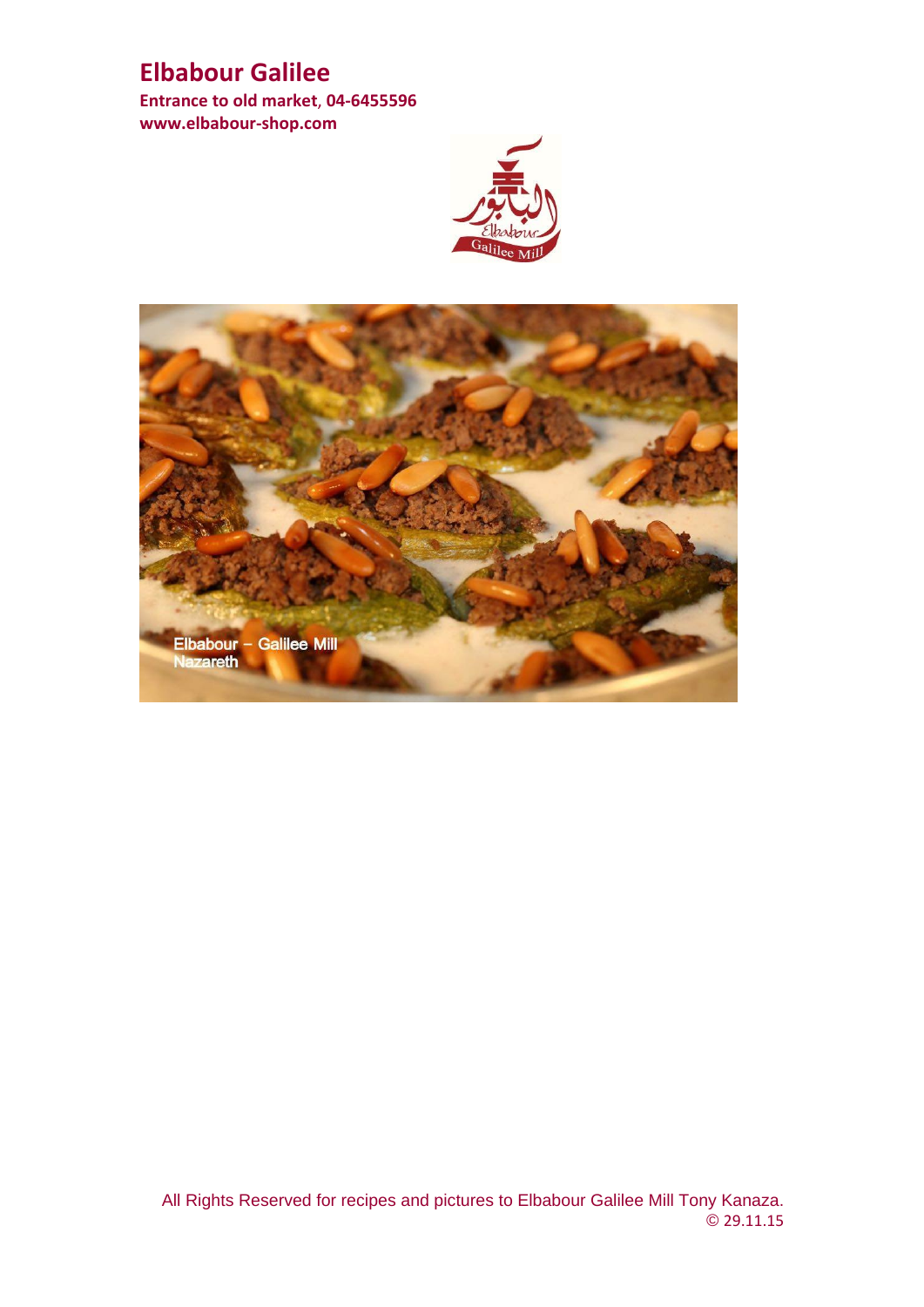# Elbabour Galilee

**Entrance to old market, 04-6455596**
**www.elbabour-shop.com**

All Rights Reserved for recipes and pictures to Elbabour Galilee Mill Tony Kanaza.
© 29.11.15